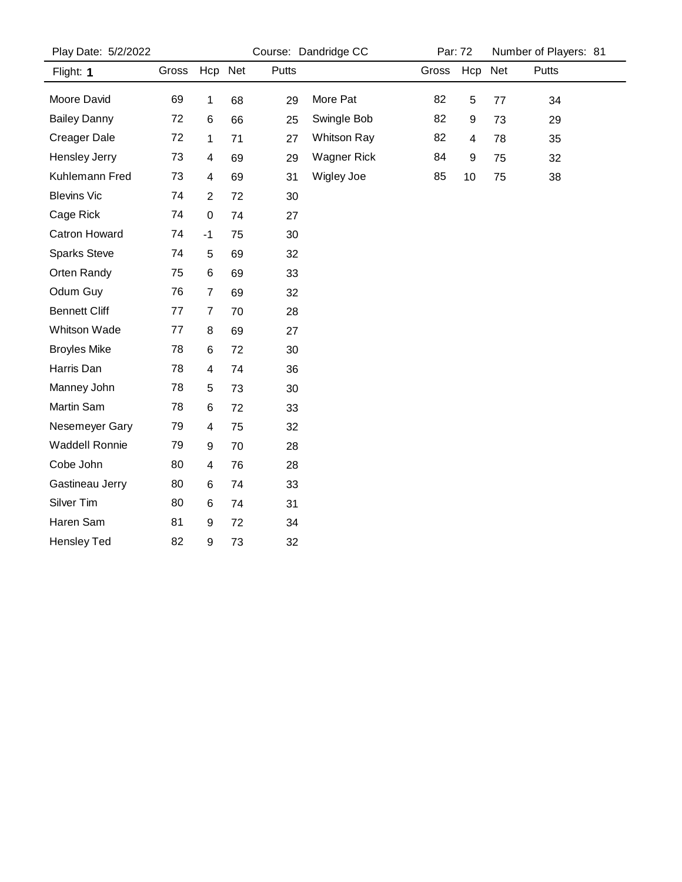Play Date: 5/2/2022 | Course: Dandridge CC | Par: 72 | Number of Players: 81

**Flight: 1**

| Name | Gross | Hcp | Net | Putts |
|---|---|---|---|---|
| Moore David | 69 | 1 | 68 | 29 |
| Bailey Danny | 72 | 6 | 66 | 25 |
| Creager Dale | 72 | 1 | 71 | 27 |
| Hensley Jerry | 73 | 4 | 69 | 29 |
| Kuhlemann Fred | 73 | 4 | 69 | 31 |
| Blevins Vic | 74 | 2 | 72 | 30 |
| Cage Rick | 74 | 0 | 74 | 27 |
| Catron Howard | 74 | -1 | 75 | 30 |
| Sparks Steve | 74 | 5 | 69 | 32 |
| Orten Randy | 75 | 6 | 69 | 33 |
| Odum Guy | 76 | 7 | 69 | 32 |
| Bennett Cliff | 77 | 7 | 70 | 28 |
| Whitson Wade | 77 | 8 | 69 | 27 |
| Broyles Mike | 78 | 6 | 72 | 30 |
| Harris Dan | 78 | 4 | 74 | 36 |
| Manney John | 78 | 5 | 73 | 30 |
| Martin Sam | 78 | 6 | 72 | 33 |
| Nesemeyer Gary | 79 | 4 | 75 | 32 |
| Waddell Ronnie | 79 | 9 | 70 | 28 |
| Cobe John | 80 | 4 | 76 | 28 |
| Gastineau Jerry | 80 | 6 | 74 | 33 |
| Silver Tim | 80 | 6 | 74 | 31 |
| Haren Sam | 81 | 9 | 72 | 34 |
| Hensley Ted | 82 | 9 | 73 | 32 |
| More Pat | 82 | 5 | 77 | 34 |
| Swingle Bob | 82 | 9 | 73 | 29 |
| Whitson Ray | 82 | 4 | 78 | 35 |
| Wagner Rick | 84 | 9 | 75 | 32 |
| Wigley Joe | 85 | 10 | 75 | 38 |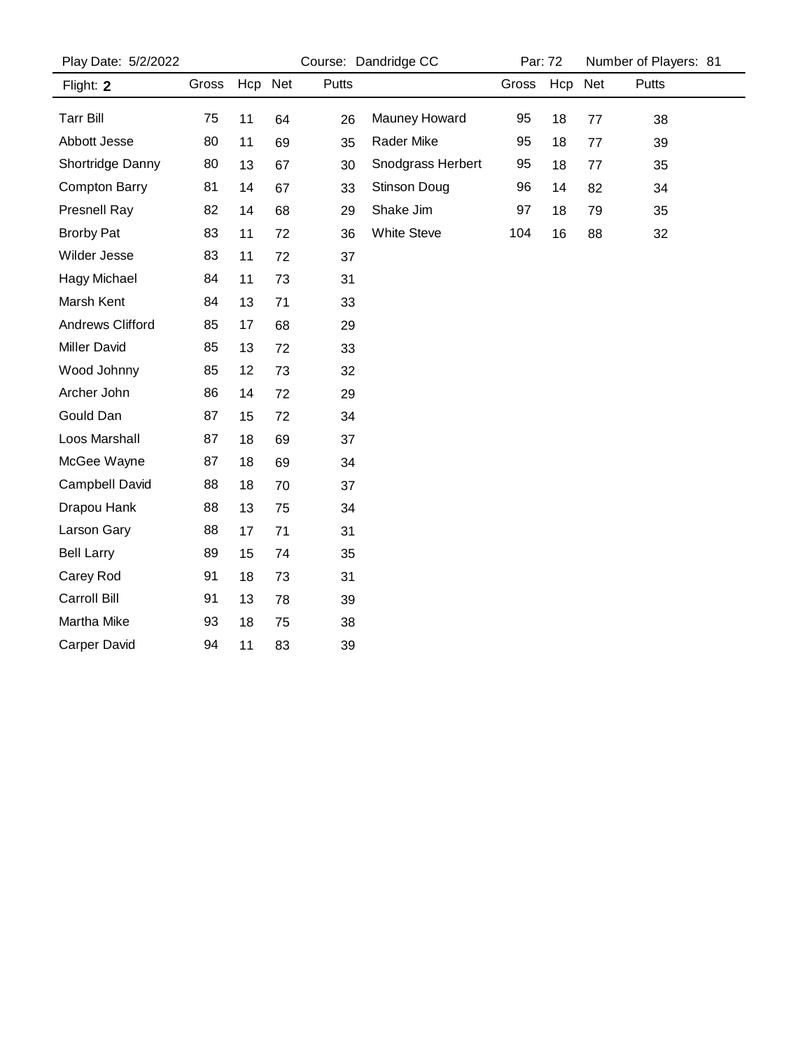Play Date: 5/2/2022 | Course: Dandridge CC | Par: 72 | Number of Players: 81

| Flight: **2** | Gross | Hcp | Net | Putts | | Gross | Hcp | Net | Putts |
|---|---|---|---|---|---|---|---|---|---|
| Tarr Bill | 75 | 11 | 64 | 26 | Mauney Howard | 95 | 18 | 77 | 38 |
| Abbott Jesse | 80 | 11 | 69 | 35 | Rader Mike | 95 | 18 | 77 | 39 |
| Shortridge Danny | 80 | 13 | 67 | 30 | Snodgrass Herbert | 95 | 18 | 77 | 35 |
| Compton Barry | 81 | 14 | 67 | 33 | Stinson Doug | 96 | 14 | 82 | 34 |
| Presnell Ray | 82 | 14 | 68 | 29 | Shake Jim | 97 | 18 | 79 | 35 |
| Brorby Pat | 83 | 11 | 72 | 36 | White Steve | 104 | 16 | 88 | 32 |
| Wilder Jesse | 83 | 11 | 72 | 37 | | | | | |
| Hagy Michael | 84 | 11 | 73 | 31 | | | | | |
| Marsh Kent | 84 | 13 | 71 | 33 | | | | | |
| Andrews Clifford | 85 | 17 | 68 | 29 | | | | | |
| Miller David | 85 | 13 | 72 | 33 | | | | | |
| Wood Johnny | 85 | 12 | 73 | 32 | | | | | |
| Archer John | 86 | 14 | 72 | 29 | | | | | |
| Gould Dan | 87 | 15 | 72 | 34 | | | | | |
| Loos Marshall | 87 | 18 | 69 | 37 | | | | | |
| McGee Wayne | 87 | 18 | 69 | 34 | | | | | |
| Campbell David | 88 | 18 | 70 | 37 | | | | | |
| Drapou Hank | 88 | 13 | 75 | 34 | | | | | |
| Larson Gary | 88 | 17 | 71 | 31 | | | | | |
| Bell Larry | 89 | 15 | 74 | 35 | | | | | |
| Carey Rod | 91 | 18 | 73 | 31 | | | | | |
| Carroll Bill | 91 | 13 | 78 | 39 | | | | | |
| Martha Mike | 93 | 18 | 75 | 38 | | | | | |
| Carper David | 94 | 11 | 83 | 39 | | | | | |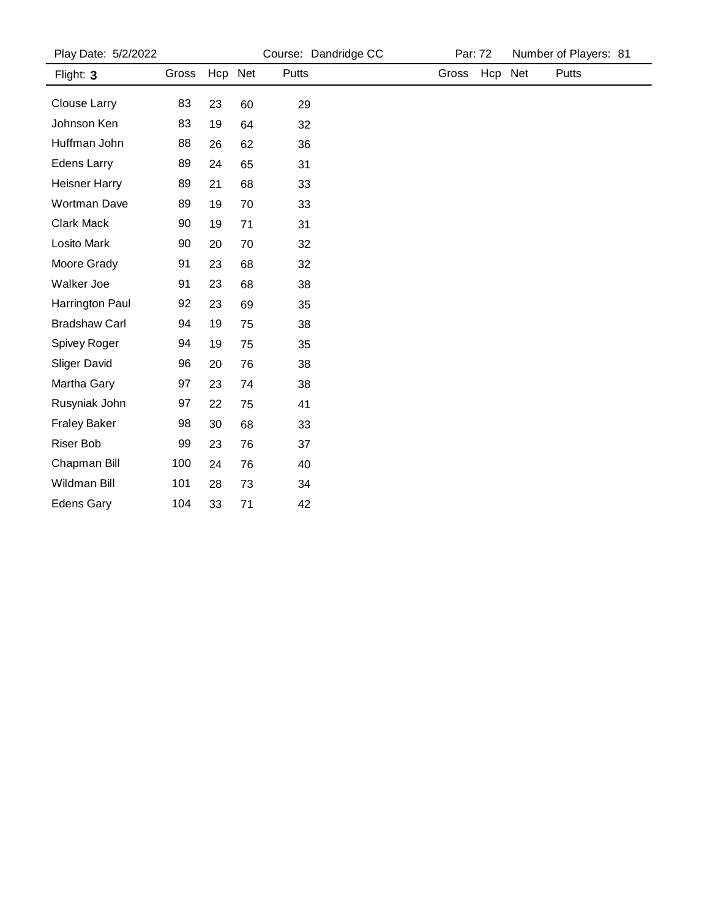Play Date: 5/2/2022 Course: Dandridge CC Par: 72 Number of Players: 81

| Flight: **3** | Gross | Hcp | Net | Putts |
|---|---|---|---|---|
| Clouse Larry | 83 | 23 | 60 | 29 |
| Johnson Ken | 83 | 19 | 64 | 32 |
| Huffman John | 88 | 26 | 62 | 36 |
| Edens Larry | 89 | 24 | 65 | 31 |
| Heisner Harry | 89 | 21 | 68 | 33 |
| Wortman Dave | 89 | 19 | 70 | 33 |
| Clark Mack | 90 | 19 | 71 | 31 |
| Losito Mark | 90 | 20 | 70 | 32 |
| Moore Grady | 91 | 23 | 68 | 32 |
| Walker Joe | 91 | 23 | 68 | 38 |
| Harrington Paul | 92 | 23 | 69 | 35 |
| Bradshaw Carl | 94 | 19 | 75 | 38 |
| Spivey Roger | 94 | 19 | 75 | 35 |
| Sliger David | 96 | 20 | 76 | 38 |
| Martha Gary | 97 | 23 | 74 | 38 |
| Rusyniak John | 97 | 22 | 75 | 41 |
| Fraley Baker | 98 | 30 | 68 | 33 |
| Riser Bob | 99 | 23 | 76 | 37 |
| Chapman Bill | 100 | 24 | 76 | 40 |
| Wildman Bill | 101 | 28 | 73 | 34 |
| Edens Gary | 104 | 33 | 71 | 42 |